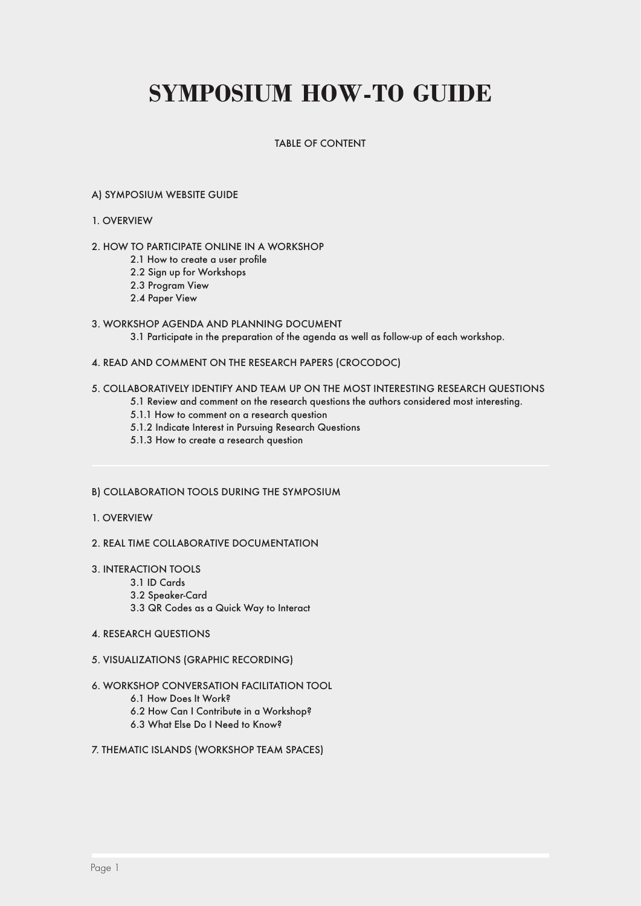# SYMPOSIUM HOW-TO GUIDE

TABLE OF CONTENT

A) SYMPOSIUM WEBSITE GUIDE

1. OVERVIEW

2. HOW TO PARTICIPATE ONLINE IN A WORKSHOP
    - 2.1 How to create a user profile
    - 2.2 Sign up for Workshops
    - 2.3 Program View
    - 2.4 Paper View

3. WORKSHOP AGENDA AND PLANNING DOCUMENT
    - 3.1 Participate in the preparation of the agenda as well as follow-up of each workshop.

4. READ AND COMMENT ON THE RESEARCH PAPERS (CROCODOC)

5. COLLABORATIVELY IDENTIFY AND TEAM UP ON THE MOST INTERESTING RESEARCH QUESTIONS
    - 5.1 Review and comment on the research questions the authors considered most interesting.
    - 5.1.1 How to comment on a research question
    - 5.1.2 Indicate Interest in Pursuing Research Questions
    - 5.1.3 How to create a research question

---

B) COLLABORATION TOOLS DURING THE SYMPOSIUM

1. OVERVIEW

2. REAL TIME COLLABORATIVE DOCUMENTATION

3. INTERACTION TOOLS
    - 3.1 ID Cards
    - 3.2 Speaker-Card
    - 3.3 QR Codes as a Quick Way to Interact

4. RESEARCH QUESTIONS

5. VISUALIZATIONS (GRAPHIC RECORDING)

6. WORKSHOP CONVERSATION FACILITATION TOOL
    - 6.1 How Does It Work?
    - 6.2 How Can I Contribute in a Workshop?
    - 6.3 What Else Do I Need to Know?

7. THEMATIC ISLANDS (WORKSHOP TEAM SPACES)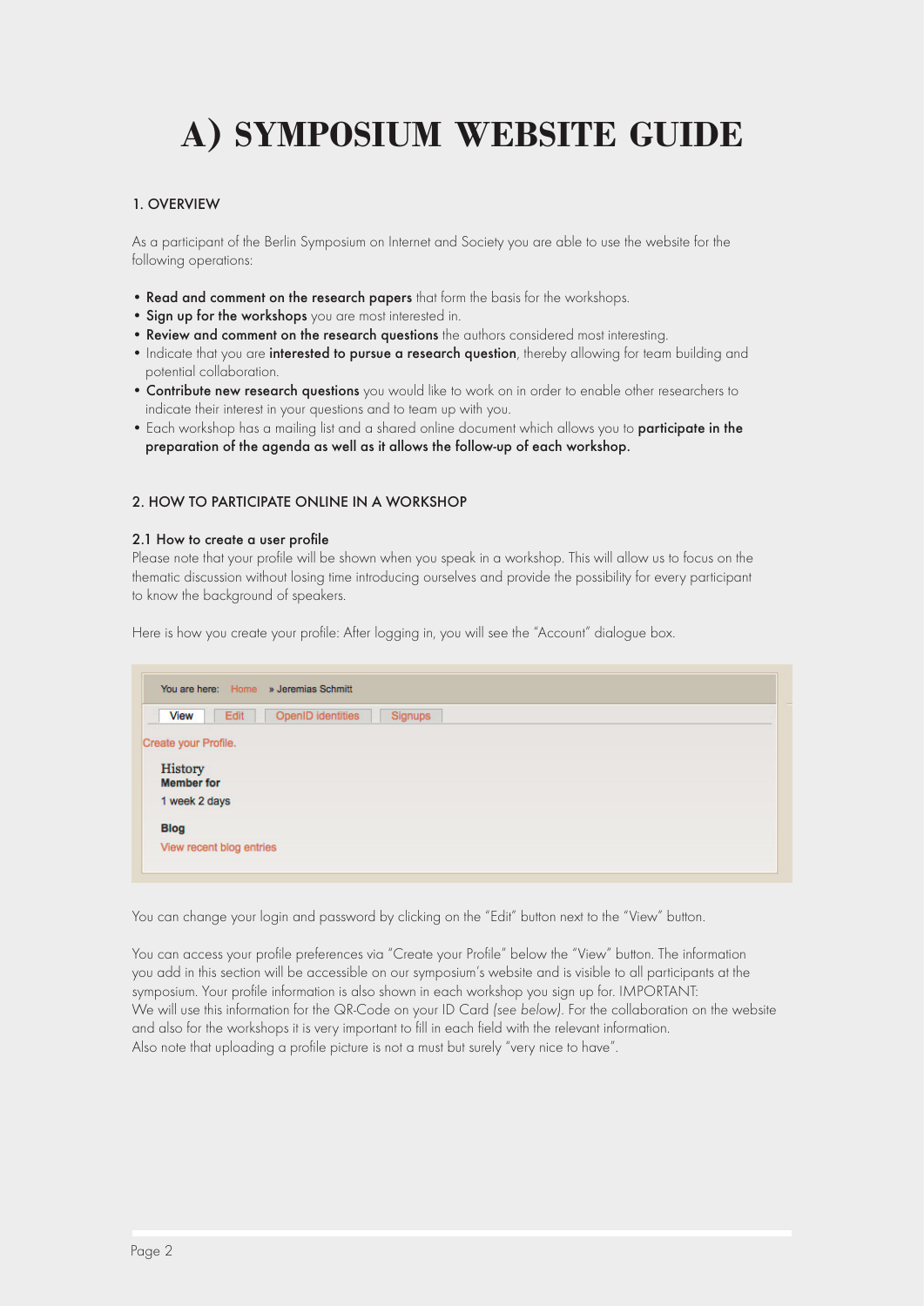# A) SYMPOSIUM WEBSITE GUIDE

## 1. OVERVIEW

As a participant of the Berlin Symposium on Internet and Society you are able to use the website for the following operations:

- **Read and comment on the research papers** that form the basis for the workshops.
- **Sign up for the workshops** you are most interested in.
- **Review and comment on the research questions** the authors considered most interesting.
- Indicate that you are **interested to pursue a research question**, thereby allowing for team building and potential collaboration.
- **Contribute new research questions** you would like to work on in order to enable other researchers to indicate their interest in your questions and to team up with you.
- Each workshop has a mailing list and a shared online document which allows you to **participate in the preparation of the agenda as well as it allows the follow-up of each workshop.**

## 2. HOW TO PARTICIPATE ONLINE IN A WORKSHOP

### 2.1 How to create a user profile

Please note that your profile will be shown when you speak in a workshop. This will allow us to focus on the thematic discussion without losing time introducing ourselves and provide the possibility for every participant to know the background of speakers.

Here is how you create your profile: After logging in, you will see the "Account" dialogue box.

You are here: Home » Jeremias Schmitt

View | Edit | OpenID identities | Signups

Create your Profile.

History
Member for
1 week 2 days

Blog
View recent blog entries

You can change your login and password by clicking on the "Edit" button next to the "View" button.

You can access your profile preferences via "Create your Profile" below the "View" button. The information you add in this section will be accessible on our symposium's website and is visible to all participants at the symposium. Your profile information is also shown in each workshop you sign up for. IMPORTANT: We will use this information for the QR-Code on your ID Card *(see below)*. For the collaboration on the website and also for the workshops it is very important to fill in each field with the relevant information. Also note that uploading a profile picture is not a must but surely "very nice to have".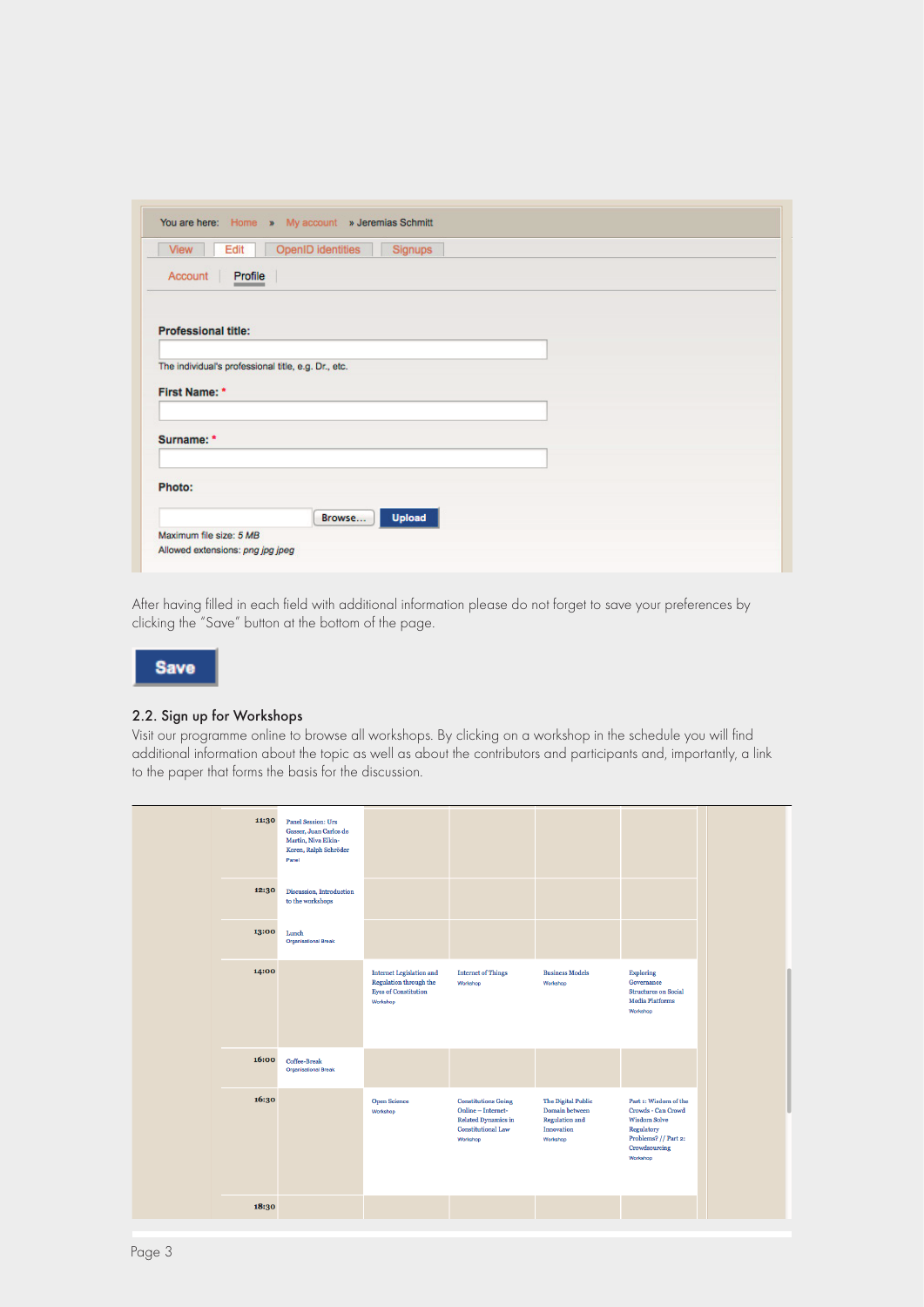You are here: Home » My account » Jeremias Schmitt

View | Edit | OpenID identities | Signups

Account | Profile

**Professional title:**

The individual's professional title, e.g. Dr., etc.

**First Name:** *

**Surname:** *

**Photo:**

Browse... Upload

Maximum file size: *5 MB*

Allowed extensions: *png jpg jpeg*

After having filled in each field with additional information please do not forget to save your preferences by clicking the "Save" button at the bottom of the page.

**Save**

## 2.2. Sign up for Workshops

Visit our programme online to browse all workshops. By clicking on a workshop in the schedule you will find additional information about the topic as well as about the contributors and participants and, importantly, a link to the paper that forms the basis for the discussion.

| | | | | | |
|---|---|---|---|---|---|
| 11:30 | Panel Session: Urs Gasser, Juan Carlos de Martin, Niva Elkin-Koren, Ralph Schröder<br>Panel | | | | |
| 12:30 | Discussion, Introduction to the workshops | | | | |
| 13:00 | Lunch<br>Organisational Break | | | | |
| 14:00 | | Internet Legislation and Regulation through the Eyes of Constitution<br>Workshop | Internet of Things<br>Workshop | Business Models<br>Workshop | Exploring Governance Structures on Social Media Platforms<br>Workshop |
| 16:00 | Coffee-Break<br>Organisational Break | | | | |
| 16:30 | | Open Science<br>Workshop | Constitutions Going Online – Internet-Related Dynamics in Constitutional Law<br>Workshop | The Digital Public Domain between Regulation and Innovation<br>Workshop | Part 1: Wisdom of the Crowds - Can Crowd Wisdom Solve Regulatory Problems? // Part 2: Crowdsourcing<br>Workshop |
| 18:30 | | | | | |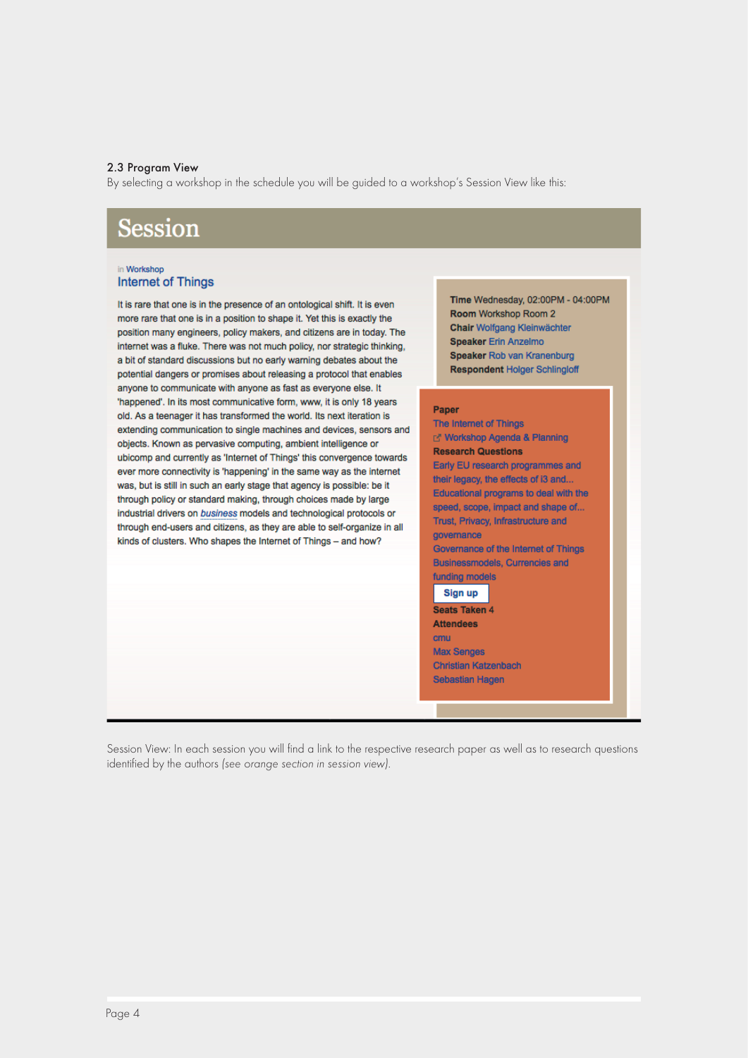## 2.3 Program View

By selecting a workshop in the schedule you will be guided to a workshop's Session View like this:

# Session

in Workshop

### Internet of Things

It is rare that one is in the presence of an ontological shift. It is even more rare that one is in a position to shape it. Yet this is exactly the position many engineers, policy makers, and citizens are in today. The internet was a fluke. There was not much policy, nor strategic thinking, a bit of standard discussions but no early warning debates about the potential dangers or promises about releasing a protocol that enables anyone to communicate with anyone as fast as everyone else. It 'happened'. In its most communicative form, www, it is only 18 years old. As a teenager it has transformed the world. Its next iteration is extending communication to single machines and devices, sensors and objects. Known as pervasive computing, ambient intelligence or ubicomp and currently as 'Internet of Things' this convergence towards ever more connectivity is 'happening' in the same way as the internet was, but is still in such an early stage that agency is possible: be it through policy or standard making, through choices made by large industrial drivers on *business* models and technological protocols or through end-users and citizens, as they are able to self-organize in all kinds of clusters. Who shapes the Internet of Things – and how?

**Time** Wednesday, 02:00PM - 04:00PM
**Room** Workshop Room 2
**Chair** Wolfgang Kleinwächter
**Speaker** Erin Anzelmo
**Speaker** Rob van Kranenburg
**Respondent** Holger Schlingloff

**Paper**
The Internet of Things
Workshop Agenda & Planning
**Research Questions**
Early EU research programmes and their legacy, the effects of i3 and...
Educational programs to deal with the speed, scope, impact and shape of...
Trust, Privacy, Infrastructure and governance
Governance of the Internet of Things
Businessmodels, Currencies and funding models

Sign up

**Seats Taken** 4
**Attendees**
cmu
Max Senges
Christian Katzenbach
Sebastian Hagen

Session View: In each session you will find a link to the respective research paper as well as to research questions identified by the authors *(see orange section in session view)*.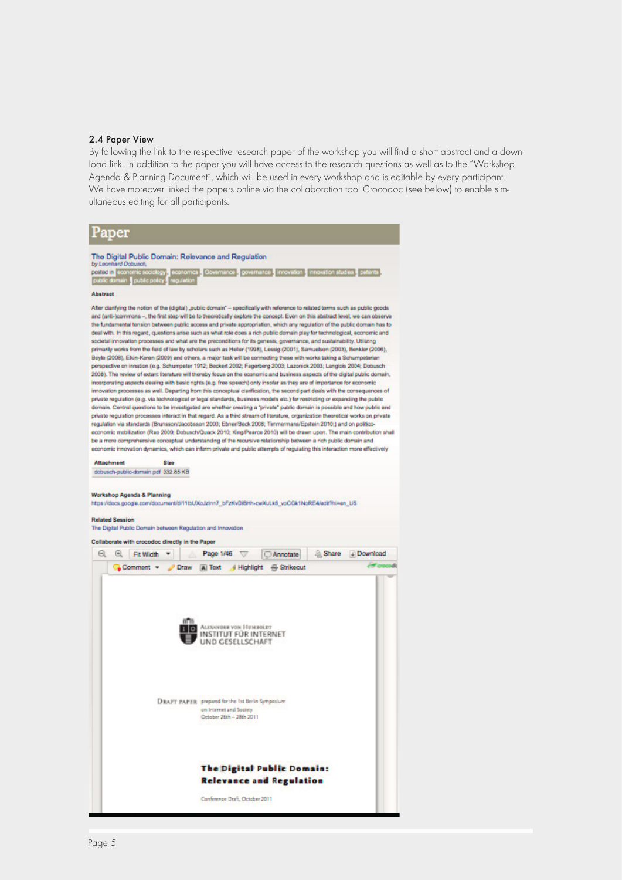### 2.4 Paper View

By following the link to the respective research paper of the workshop you will find a short abstract and a download link. In addition to the paper you will have access to the research questions as well as to the "Workshop Agenda & Planning Document", which will be used in every workshop and is editable by every participant. We have moreover linked the papers online via the collaboration tool Crocodoc (see below) to enable simultaneous editing for all participants.

# Paper

**The Digital Public Domain: Relevance and Regulation**
*by Leonhard Dobusch,*
posted in economic sociology, economics, Governance, governance, innovation, innovation studies, patents, public domain, public policy, regulation

**Abstract**

After clarifying the notion of the (digital) „public domain" – specifically with reference to related terms such as public goods and (anti-)commons –, the first step will be to theoretically explore the concept. Even on this abstract level, we can observe the fundamental tension between public access and private appropriation, which any regulation of the public domain has to deal with. In this regard, questions arise such as what role does a rich public domain play for technological, economic and societal innovation processes and what are the preconditions for its genesis, governance, and sustainability. Utilizing primarily works from the field of law by scholars such as Heller (1998), Lessig (2001), Samuelson (2003), Benkler (2006), Boyle (2008), Elkin-Koren (2009) and others, a major task will be connecting these with works taking a Schumpeterian perspective on innation (e.g. Schumpeter 1912; Beckert 2002; Fagerberg 2003; Lazonick 2003; Langlois 2004; Dobusch 2008). The review of extant literature will thereby focus on the economic and business aspects of the digital public domain, incorporating aspects dealing with basic rights (e.g. free speech) only insofar as they are of importance for economic innovation processes as well. Departing from this conceptual clarification, the second part deals with the consequences of private regulation (e.g. via technological or legal standards, business models etc.) for restricting or expanding the public domain. Central questions to be investigated are whether creating a "private" public domain is possible and how public and private regulation processes interact in that regard. As a third stream of literature, organization theoretical works on private regulation via standards (Brunsson/Jacobsson 2000; Ebner/Beck 2008; Timmermans/Epstein 2010;) and on politico-economic mobilization (Rao 2009; Dobusch/Quack 2010; King/Pearce 2010) will be drawn upon. The main contribution shall be a more comprehensive conceptual understanding of the recursive relationship between a rich public domain and economic innovation dynamics, which can inform private and public attempts of regulating this interaction more effectively

| Attachment | Size |
| --- | --- |
| dobusch-public-domain.pdf | 332.85 KB |

**Workshop Agenda & Planning**
https://docs.google.com/document/d/11tbUXoJzin7_bFzKvDi8H-cwXuLk6_vpCGk1NoRE4/edit?hl=en_US

**Related Session**
The Digital Public Domain between Regulation and Innovation

**Collaborate with crocodoc directly in the Paper**

Fit Width | Page 1/46 | Annotate | Share | Download
Comment | Draw | Text | Highlight | Strikeout

ALEXANDER VON HUMBOLDT INSTITUT FÜR INTERNET UND GESELLSCHAFT

DRAFT PAPER prepared for the 1st Berlin Symposium on Internet and Society October 26th – 28th 2011

**The Digital Public Domain: Relevance and Regulation**

Conference Draft, October 2011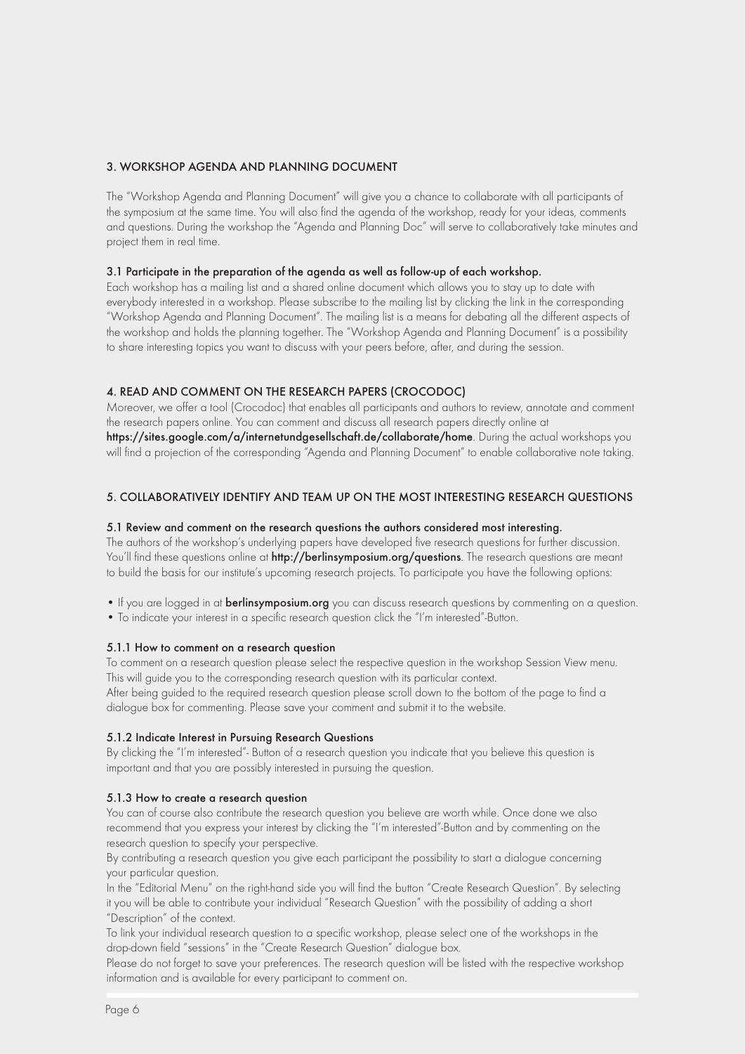## 3. WORKSHOP AGENDA AND PLANNING DOCUMENT

The "Workshop Agenda and Planning Document" will give you a chance to collaborate with all participants of the symposium at the same time. You will also find the agenda of the workshop, ready for your ideas, comments and questions. During the workshop the "Agenda and Planning Doc" will serve to collaboratively take minutes and project them in real time.

### 3.1 Participate in the preparation of the agenda as well as follow-up of each workshop.

Each workshop has a mailing list and a shared online document which allows you to stay up to date with everybody interested in a workshop. Please subscribe to the mailing list by clicking the link in the corresponding "Workshop Agenda and Planning Document". The mailing list is a means for debating all the different aspects of the workshop and holds the planning together. The "Workshop Agenda and Planning Document" is a possibility to share interesting topics you want to discuss with your peers before, after, and during the session.

## 4. READ AND COMMENT ON THE RESEARCH PAPERS (CROCODOC)

Moreover, we offer a tool (Crocodoc) that enables all participants and authors to review, annotate and comment the research papers online. You can comment and discuss all research papers directly online at **https://sites.google.com/a/internetundgesellschaft.de/collaborate/home**. During the actual workshops you will find a projection of the corresponding "Agenda and Planning Document" to enable collaborative note taking.

## 5. COLLABORATIVELY IDENTIFY AND TEAM UP ON THE MOST INTERESTING RESEARCH QUESTIONS

### 5.1 Review and comment on the research questions the authors considered most interesting.

The authors of the workshop's underlying papers have developed five research questions for further discussion. You'll find these questions online at **http://berlinsymposium.org/questions**. The research questions are meant to build the basis for our institute's upcoming research projects. To participate you have the following options:

- If you are logged in at **berlinsymposium.org** you can discuss research questions by commenting on a question.
- To indicate your interest in a specific research question click the "I'm interested"-Button.

#### 5.1.1 How to comment on a research question

To comment on a research question please select the respective question in the workshop Session View menu. This will guide you to the corresponding research question with its particular context.
After being guided to the required research question please scroll down to the bottom of the page to find a dialogue box for commenting. Please save your comment and submit it to the website.

#### 5.1.2 Indicate Interest in Pursuing Research Questions

By clicking the "I'm interested"- Button of a research question you indicate that you believe this question is important and that you are possibly interested in pursuing the question.

#### 5.1.3 How to create a research question

You can of course also contribute the research question you believe are worth while. Once done we also recommend that you express your interest by clicking the "I'm interested"-Button and by commenting on the research question to specify your perspective.
By contributing a research question you give each participant the possibility to start a dialogue concerning your particular question.
In the "Editorial Menu" on the right-hand side you will find the button "Create Research Question". By selecting it you will be able to contribute your individual "Research Question" with the possibility of adding a short "Description" of the context.
To link your individual research question to a specific workshop, please select one of the workshops in the drop-down field "sessions" in the "Create Research Question" dialogue box.
Please do not forget to save your preferences. The research question will be listed with the respective workshop information and is available for every participant to comment on.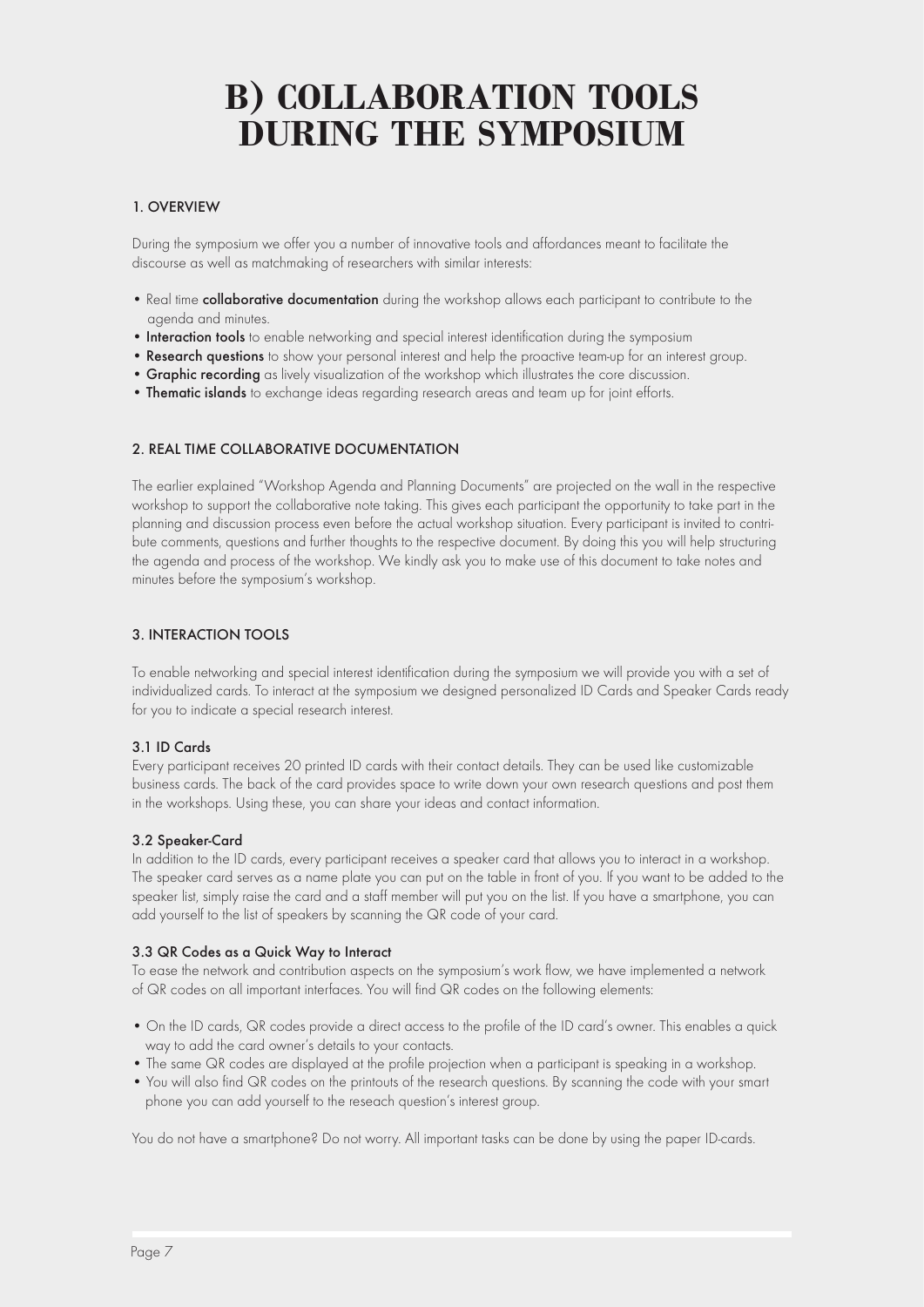# B) COLLABORATION TOOLS DURING THE SYMPOSIUM

## 1. OVERVIEW

During the symposium we offer you a number of innovative tools and affordances meant to facilitate the discourse as well as matchmaking of researchers with similar interests:

- Real time **collaborative documentation** during the workshop allows each participant to contribute to the agenda and minutes.
- **Interaction tools** to enable networking and special interest identification during the symposium
- **Research questions** to show your personal interest and help the proactive team-up for an interest group.
- **Graphic recording** as lively visualization of the workshop which illustrates the core discussion.
- **Thematic islands** to exchange ideas regarding research areas and team up for joint efforts.

## 2. REAL TIME COLLABORATIVE DOCUMENTATION

The earlier explained "Workshop Agenda and Planning Documents" are projected on the wall in the respective workshop to support the collaborative note taking. This gives each participant the opportunity to take part in the planning and discussion process even before the actual workshop situation. Every participant is invited to contribute comments, questions and further thoughts to the respective document. By doing this you will help structuring the agenda and process of the workshop. We kindly ask you to make use of this document to take notes and minutes before the symposium's workshop.

## 3. INTERACTION TOOLS

To enable networking and special interest identification during the symposium we will provide you with a set of individualized cards. To interact at the symposium we designed personalized ID Cards and Speaker Cards ready for you to indicate a special research interest.

### 3.1 ID Cards

Every participant receives 20 printed ID cards with their contact details. They can be used like customizable business cards. The back of the card provides space to write down your own research questions and post them in the workshops. Using these, you can share your ideas and contact information.

### 3.2 Speaker-Card

In addition to the ID cards, every participant receives a speaker card that allows you to interact in a workshop. The speaker card serves as a name plate you can put on the table in front of you. If you want to be added to the speaker list, simply raise the card and a staff member will put you on the list. If you have a smartphone, you can add yourself to the list of speakers by scanning the QR code of your card.

### 3.3 QR Codes as a Quick Way to Interact

To ease the network and contribution aspects on the symposium's work flow, we have implemented a network of QR codes on all important interfaces. You will find QR codes on the following elements:

- On the ID cards, QR codes provide a direct access to the profile of the ID card's owner. This enables a quick way to add the card owner's details to your contacts.
- The same QR codes are displayed at the profile projection when a participant is speaking in a workshop.
- You will also find QR codes on the printouts of the research questions. By scanning the code with your smart phone you can add yourself to the reseach question's interest group.

You do not have a smartphone? Do not worry. All important tasks can be done by using the paper ID-cards.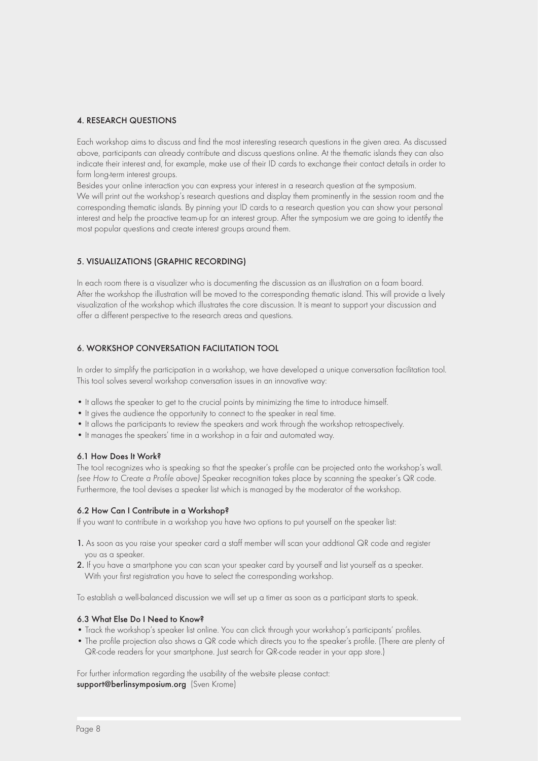## 4. RESEARCH QUESTIONS

Each workshop aims to discuss and find the most interesting research questions in the given area. As discussed above, participants can already contribute and discuss questions online. At the thematic islands they can also indicate their interest and, for example, make use of their ID cards to exchange their contact details in order to form long-term interest groups.

Besides your online interaction you can express your interest in a research question at the symposium.
We will print out the workshop's research questions and display them prominently in the session room and the corresponding thematic islands. By pinning your ID cards to a research question you can show your personal interest and help the proactive team-up for an interest group. After the symposium we are going to identify the most popular questions and create interest groups around them.

## 5. VISUALIZATIONS (GRAPHIC RECORDING)

In each room there is a visualizer who is documenting the discussion as an illustration on a foam board.
After the workshop the illustration will be moved to the corresponding thematic island. This will provide a lively visualization of the workshop which illustrates the core discussion. It is meant to support your discussion and offer a different perspective to the research areas and questions.

## 6. WORKSHOP CONVERSATION FACILITATION TOOL

In order to simplify the participation in a workshop, we have developed a unique conversation facilitation tool. This tool solves several workshop conversation issues in an innovative way:

- It allows the speaker to get to the crucial points by minimizing the time to introduce himself.
- It gives the audience the opportunity to connect to the speaker in real time.
- It allows the participants to review the speakers and work through the workshop retrospectively.
- It manages the speakers' time in a workshop in a fair and automated way.

### 6.1 How Does It Work?

The tool recognizes who is speaking so that the speaker's profile can be projected onto the workshop's wall. *(see How to Create a Profile above)* Speaker recognition takes place by scanning the speaker's QR code. Furthermore, the tool devises a speaker list which is managed by the moderator of the workshop.

### 6.2 How Can I Contribute in a Workshop?

If you want to contribute in a workshop you have two options to put yourself on the speaker list:

1. As soon as you raise your speaker card a staff member will scan your addtional QR code and register you as a speaker.
2. If you have a smartphone you can scan your speaker card by yourself and list yourself as a speaker. With your first registration you have to select the corresponding workshop.

To establish a well-balanced discussion we will set up a timer as soon as a participant starts to speak.

### 6.3 What Else Do I Need to Know?

- Track the workshop's speaker list online. You can click through your workshop's participants' profiles.
- The profile projection also shows a QR code which directs you to the speaker's profile. (There are plenty of QR-code readers for your smartphone. Just search for QR-code reader in your app store.)

For further information regarding the usability of the website please contact:
**support@berlinsymposium.org** (Sven Krome)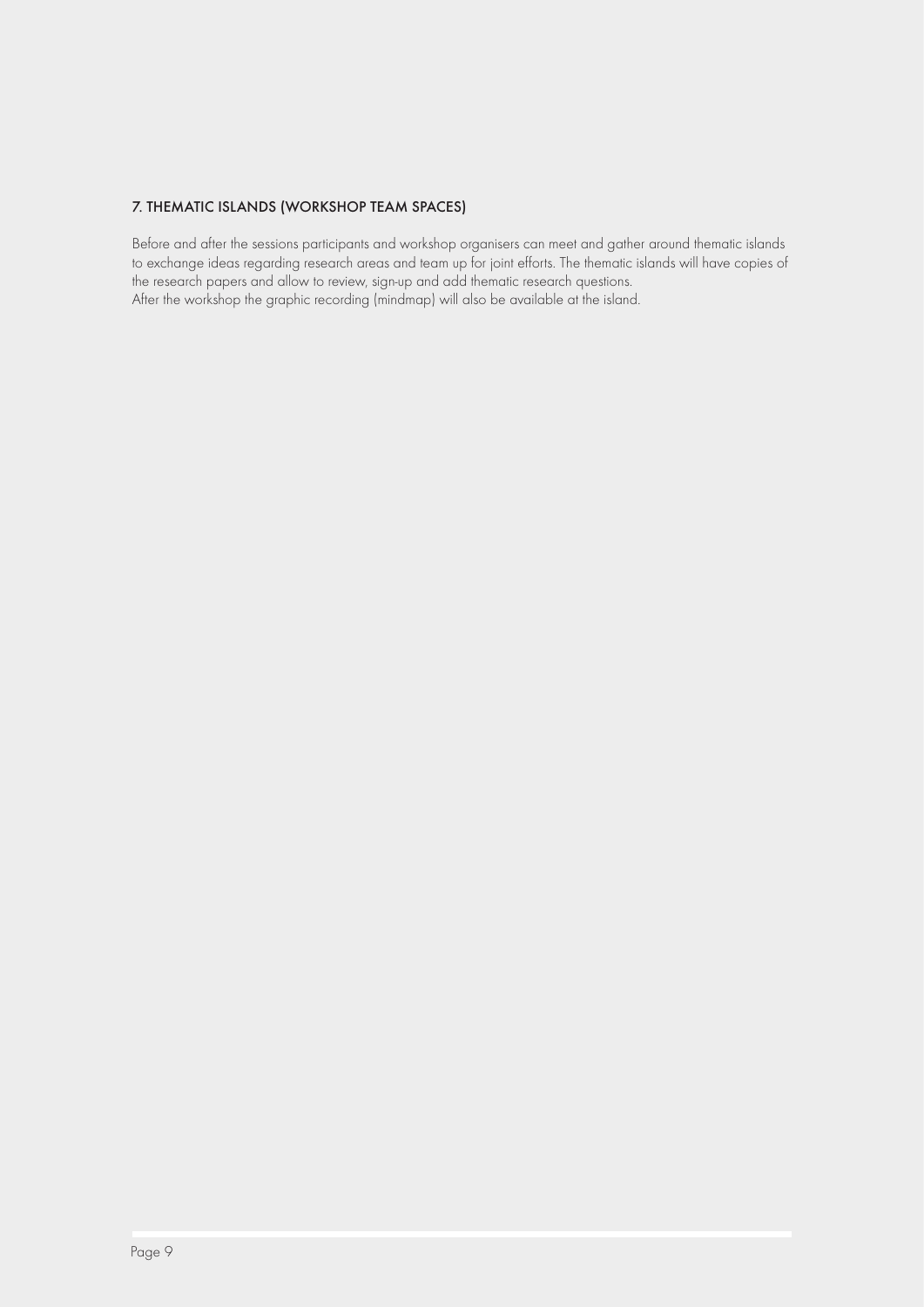## 7. THEMATIC ISLANDS (WORKSHOP TEAM SPACES)

Before and after the sessions participants and workshop organisers can meet and gather around thematic islands to exchange ideas regarding research areas and team up for joint efforts. The thematic islands will have copies of the research papers and allow to review, sign-up and add thematic research questions.
After the workshop the graphic recording (mindmap) will also be available at the island.